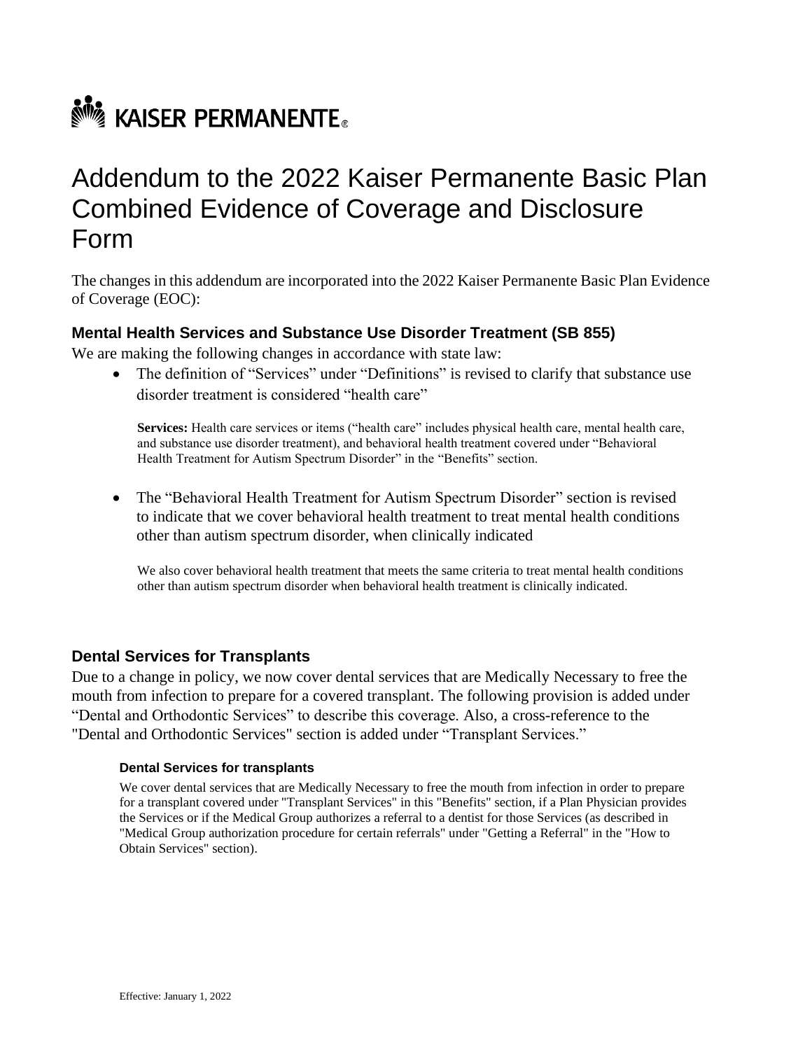KAISER PERMANENTE®

# Addendum to the 2022 Kaiser Permanente Basic Plan Combined Evidence of Coverage and Disclosure Form

The changes in this addendum are incorporated into the 2022 Kaiser Permanente Basic Plan Evidence of Coverage (EOC):

## Mental Health Services and Substance Use Disorder Treatment (SB 855)

We are making the following changes in accordance with state law:

- The definition of "Services" under "Definitions" is revised to clarify that substance use disorder treatment is considered "health care"

  **Services:** Health care services or items ("health care" includes physical health care, mental health care, and substance use disorder treatment), and behavioral health treatment covered under "Behavioral Health Treatment for Autism Spectrum Disorder" in the "Benefits" section.

- The "Behavioral Health Treatment for Autism Spectrum Disorder" section is revised to indicate that we cover behavioral health treatment to treat mental health conditions other than autism spectrum disorder, when clinically indicated

  We also cover behavioral health treatment that meets the same criteria to treat mental health conditions other than autism spectrum disorder when behavioral health treatment is clinically indicated.

## Dental Services for Transplants

Due to a change in policy, we now cover dental services that are Medically Necessary to free the mouth from infection to prepare for a covered transplant. The following provision is added under "Dental and Orthodontic Services" to describe this coverage. Also, a cross-reference to the "Dental and Orthodontic Services" section is added under "Transplant Services."

### Dental Services for transplants

We cover dental services that are Medically Necessary to free the mouth from infection in order to prepare for a transplant covered under "Transplant Services" in this "Benefits" section, if a Plan Physician provides the Services or if the Medical Group authorizes a referral to a dentist for those Services (as described in "Medical Group authorization procedure for certain referrals" under "Getting a Referral" in the "How to Obtain Services" section).

Effective: January 1, 2022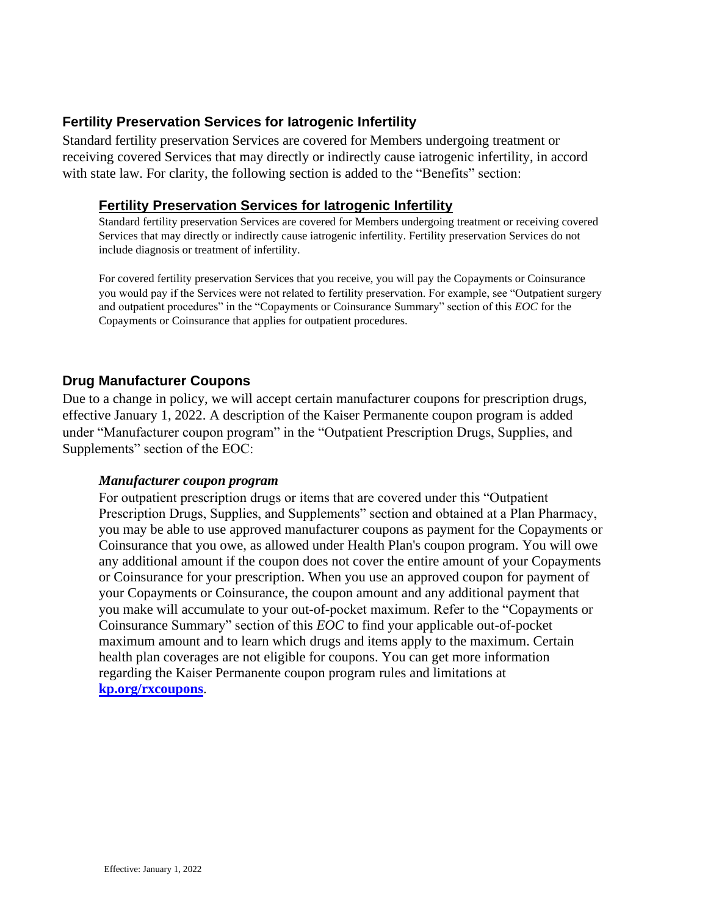## Fertility Preservation Services for Iatrogenic Infertility

Standard fertility preservation Services are covered for Members undergoing treatment or receiving covered Services that may directly or indirectly cause iatrogenic infertility, in accord with state law. For clarity, the following section is added to the "Benefits" section:

### Fertility Preservation Services for Iatrogenic Infertility

Standard fertility preservation Services are covered for Members undergoing treatment or receiving covered Services that may directly or indirectly cause iatrogenic infertility. Fertility preservation Services do not include diagnosis or treatment of infertility.

For covered fertility preservation Services that you receive, you will pay the Copayments or Coinsurance you would pay if the Services were not related to fertility preservation. For example, see "Outpatient surgery and outpatient procedures" in the "Copayments or Coinsurance Summary" section of this *EOC* for the Copayments or Coinsurance that applies for outpatient procedures.

## Drug Manufacturer Coupons

Due to a change in policy, we will accept certain manufacturer coupons for prescription drugs, effective January 1, 2022. A description of the Kaiser Permanente coupon program is added under "Manufacturer coupon program" in the "Outpatient Prescription Drugs, Supplies, and Supplements" section of the EOC:

***Manufacturer coupon program***

For outpatient prescription drugs or items that are covered under this "Outpatient Prescription Drugs, Supplies, and Supplements" section and obtained at a Plan Pharmacy, you may be able to use approved manufacturer coupons as payment for the Copayments or Coinsurance that you owe, as allowed under Health Plan's coupon program. You will owe any additional amount if the coupon does not cover the entire amount of your Copayments or Coinsurance for your prescription. When you use an approved coupon for payment of your Copayments or Coinsurance, the coupon amount and any additional payment that you make will accumulate to your out-of-pocket maximum. Refer to the "Copayments or Coinsurance Summary" section of this *EOC* to find your applicable out-of-pocket maximum amount and to learn which drugs and items apply to the maximum. Certain health plan coverages are not eligible for coupons. You can get more information regarding the Kaiser Permanente coupon program rules and limitations at **kp.org/rxcoupons**.

Effective: January 1, 2022